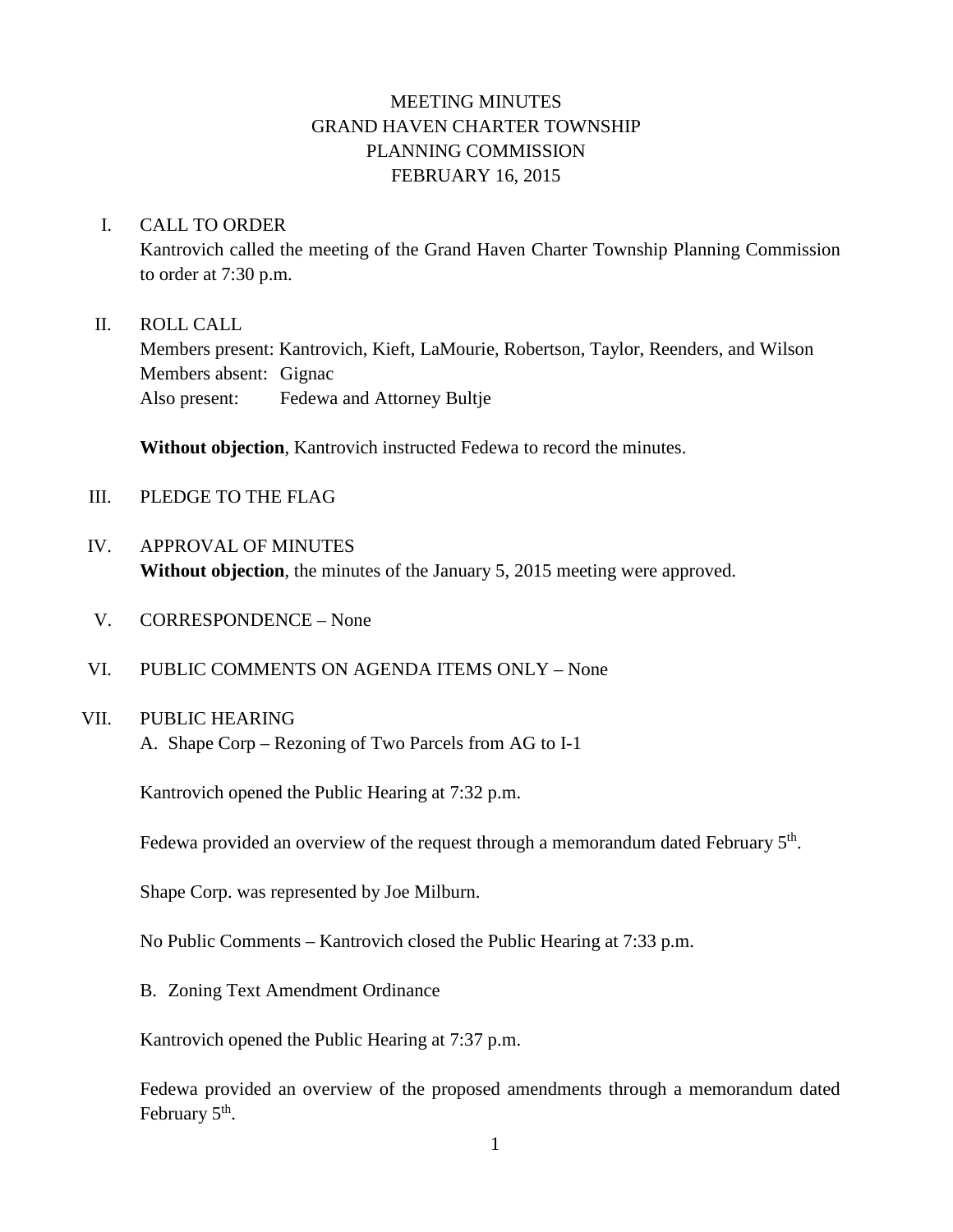# MEETING MINUTES
# GRAND HAVEN CHARTER TOWNSHIP
# PLANNING COMMISSION
# FEBRUARY 16, 2015

I. CALL TO ORDER

Kantrovich called the meeting of the Grand Haven Charter Township Planning Commission to order at 7:30 p.m.

II. ROLL CALL

Members present: Kantrovich, Kieft, LaMourie, Robertson, Taylor, Reenders, and Wilson
Members absent: Gignac
Also present: Fedewa and Attorney Bultje

**Without objection**, Kantrovich instructed Fedewa to record the minutes.

III. PLEDGE TO THE FLAG

IV. APPROVAL OF MINUTES

**Without objection**, the minutes of the January 5, 2015 meeting were approved.

V. CORRESPONDENCE – None

VI. PUBLIC COMMENTS ON AGENDA ITEMS ONLY – None

VII. PUBLIC HEARING

A. Shape Corp – Rezoning of Two Parcels from AG to I-1

Kantrovich opened the Public Hearing at 7:32 p.m.

Fedewa provided an overview of the request through a memorandum dated February 5th.

Shape Corp. was represented by Joe Milburn.

No Public Comments – Kantrovich closed the Public Hearing at 7:33 p.m.

B. Zoning Text Amendment Ordinance

Kantrovich opened the Public Hearing at 7:37 p.m.

Fedewa provided an overview of the proposed amendments through a memorandum dated February 5th.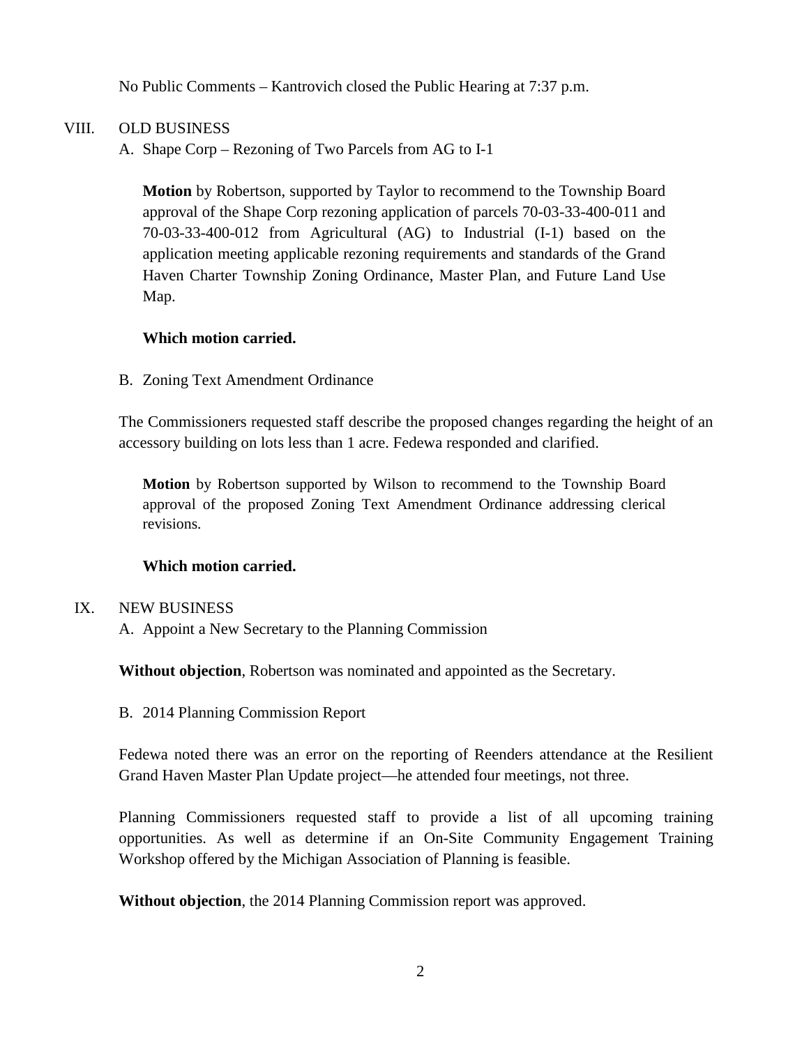No Public Comments – Kantrovich closed the Public Hearing at 7:37 p.m.

VIII. OLD BUSINESS

A. Shape Corp – Rezoning of Two Parcels from AG to I-1

**Motion** by Robertson, supported by Taylor to recommend to the Township Board approval of the Shape Corp rezoning application of parcels 70-03-33-400-011 and 70-03-33-400-012 from Agricultural (AG) to Industrial (I-1) based on the application meeting applicable rezoning requirements and standards of the Grand Haven Charter Township Zoning Ordinance, Master Plan, and Future Land Use Map.

**Which motion carried.**

B. Zoning Text Amendment Ordinance

The Commissioners requested staff describe the proposed changes regarding the height of an accessory building on lots less than 1 acre. Fedewa responded and clarified.

**Motion** by Robertson supported by Wilson to recommend to the Township Board approval of the proposed Zoning Text Amendment Ordinance addressing clerical revisions.

**Which motion carried.**

IX. NEW BUSINESS

A. Appoint a New Secretary to the Planning Commission

**Without objection**, Robertson was nominated and appointed as the Secretary.

B. 2014 Planning Commission Report

Fedewa noted there was an error on the reporting of Reenders attendance at the Resilient Grand Haven Master Plan Update project—he attended four meetings, not three.

Planning Commissioners requested staff to provide a list of all upcoming training opportunities. As well as determine if an On-Site Community Engagement Training Workshop offered by the Michigan Association of Planning is feasible.

**Without objection**, the 2014 Planning Commission report was approved.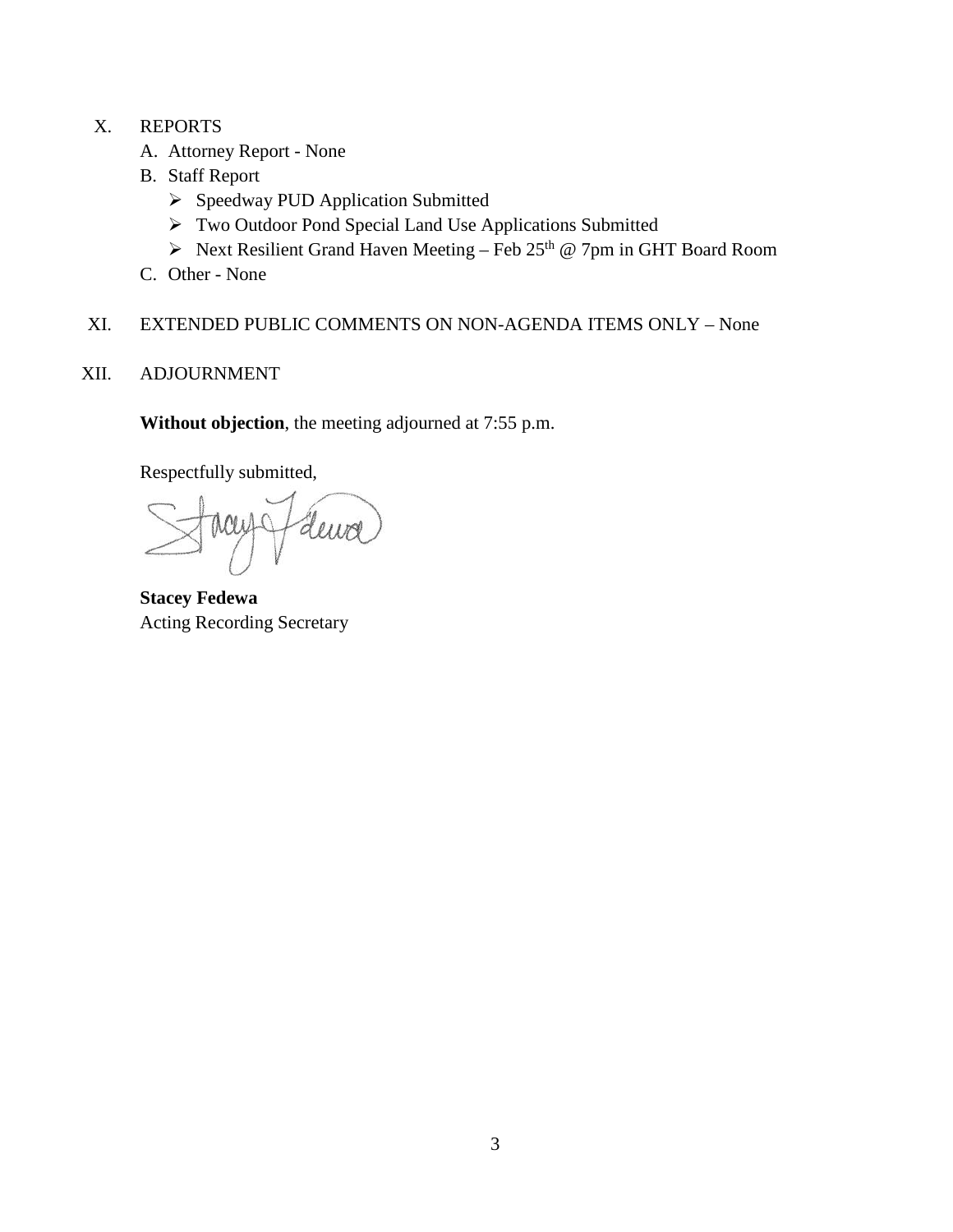X. REPORTS

A. Attorney Report - None

B. Staff Report

- Speedway PUD Application Submitted
- Two Outdoor Pond Special Land Use Applications Submitted
- Next Resilient Grand Haven Meeting – Feb 25th @ 7pm in GHT Board Room

C. Other - None

XI. EXTENDED PUBLIC COMMENTS ON NON-AGENDA ITEMS ONLY – None

XII. ADJOURNMENT

**Without objection**, the meeting adjourned at 7:55 p.m.

Respectfully submitted,

**Stacey Fedewa**
Acting Recording Secretary